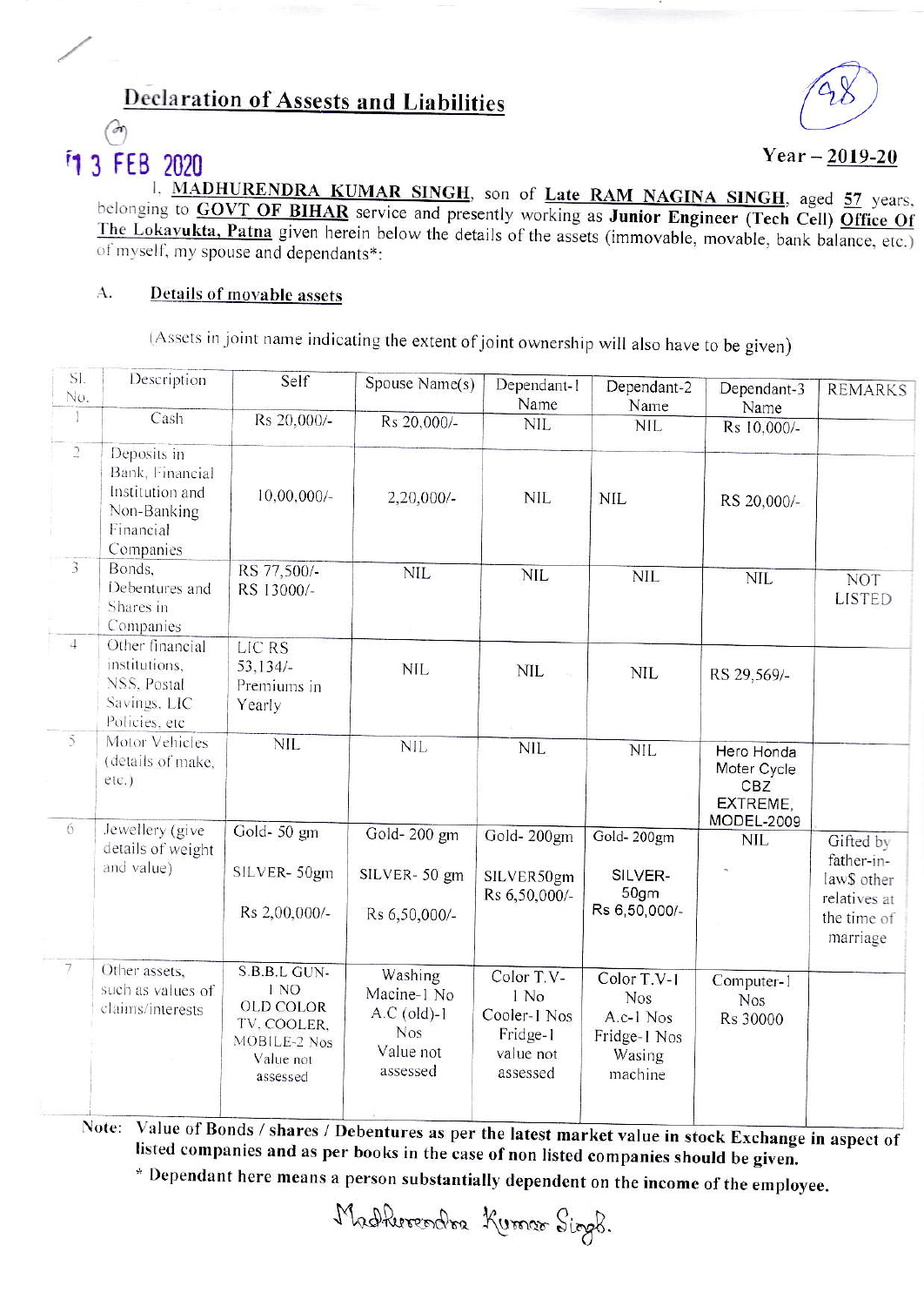# Declaration of Assests and Liabilities

13 FEB 2020

Year – 2019-20

I, **MADHURENDRA KUMAR SINGH**, son of **Late RAM NAGINA SINGH**, aged **57** years, belonging to **GOVT OF BIHAR** service and presently working as **Junior Engineer (Tech Cell) Office Of The Lokayukta, Patna** given herein below the details of the assets (immovable, movable, bank balance, etc.) of myself, my spouse and dependants*:

## A. Details of movable assets

(Assets in joint name indicating the extent of joint ownership will also have to be given)

| Sl. No. | Description | Self | Spouse Name(s) | Dependant-1 Name | Dependant-2 Name | Dependant-3 Name | REMARKS |
|---|---|---|---|---|---|---|---|
| 1 | Cash | Rs 20,000/- | Rs 20,000/- | NIL | NIL | Rs 10,000/- | |
| 2 | Deposits in Bank, Financial Institution and Non-Banking Financial Companies | 10,00,000/- | 2,20,000/- | NIL | NIL | RS 20,000/- | |
| 3 | Bonds, Debentures and Shares in Companies | RS 77,500/- RS 13000/- | NIL | NIL | NIL | NIL | NOT LISTED |
| 4 | Other financial institutions, NSS, Postal Savings, LIC Policies, etc | LIC RS 53,134/- Premiums in Yearly | NIL | NIL | NIL | RS 29,569/- | |
| 5 | Motor Vehicles (details of make, etc.) | NIL | NIL | NIL | NIL | Hero Honda Moter Cycle CBZ EXTREME, MODEL-2009 | |
| 6 | Jewellery (give details of weight and value) | Gold- 50 gm SILVER- 50gm Rs 2,00,000/- | Gold- 200 gm SILVER- 50 gm Rs 6,50,000/- | Gold- 200gm SILVER50gm Rs 6,50,000/- | Gold- 200gm SILVER- 50gm Rs 6,50,000/- | NIL | Gifted by father-in-law$ other relatives at the time of marriage |
| 7 | Other assets, such as values of claims/interests | S.B.B.L GUN- 1 NO OLD COLOR TV, COOLER, MOBILE-2 Nos Value not assessed | Washing Macine-1 No A.C (old)-1 Nos Value not assessed | Color T.V- 1 No Cooler-1 Nos Fridge-1 value not assessed | Color T.V-1 Nos A.c-1 Nos Fridge-1 Nos Wasing machine | Computer-1 Nos Rs 30000 | |

**Note: Value of Bonds / shares / Debentures as per the latest market value in stock Exchange in aspect of listed companies and as per books in the case of non listed companies should be given.**

**\* Dependant here means a person substantially dependent on the income of the employee.**

Madhurendra Kumar Singh.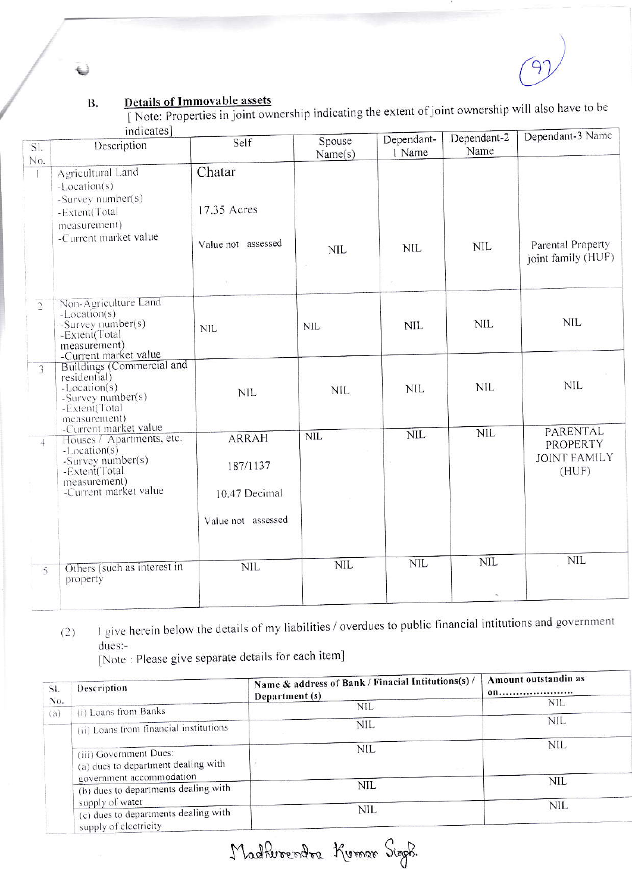B. **Details of Immovable assets**

[ Note: Properties in joint ownership indicating the extent of joint ownership will also have to be indicates]

| Sl. No. | Description | Self | Spouse Name(s) | Dependant-1 Name | Dependant-2 Name | Dependant-3 Name |
|---|---|---|---|---|---|---|
| 1 | Agricultural Land -Location(s) -Survey number(s) -Extent(Total measurement) -Current market value | Chatar 17.35 Acres Value not assessed | NIL | NIL | NIL | Parental Property joint family (HUF) |
| 2 | Non-Agriculture Land -Location(s) -Survey number(s) -Extent(Total measurement) -Current market value | NIL | NIL | NIL | NIL | NIL |
| 3 | Buildings (Commercial and residential) -Location(s) -Survey number(s) -Extent(Total measurement) -Current market value | NIL | NIL | NIL | NIL | NIL |
| 4 | Houses / Apartments, etc. -Location(s) -Survey number(s) -Extent(Total measurement) -Current market value | ARRAH 187/1137 10.47 Decimal Value not assessed | NIL | NIL | NIL | PARENTAL PROPERTY JOINT FAMILY (HUF) |
| 5 | Others (such as interest in property | NIL | NIL | NIL | NIL | NIL |

(2) I give herein below the details of my liabilities / overdues to public financial intitutions and government dues:-

[Note : Please give separate details for each item]

| Sl. No. | Description | Name & address of Bank / Finacial Intitutions(s) / Department (s) | Amount outstandin as on.................... |
|---|---|---|---|
| (a) | (i) Loans from Banks | NIL | NIL |
| | (ii) Loans from financial institutions | NIL | NIL |
| | (iii) Government Dues: (a) dues to department dealing with government accommodation | NIL | NIL |
| | (b) dues to departments dealing with supply of water | NIL | NIL |
| | (c) dues to departments dealing with supply of electricity | NIL | NIL |

Madhurendra Kumar Singh.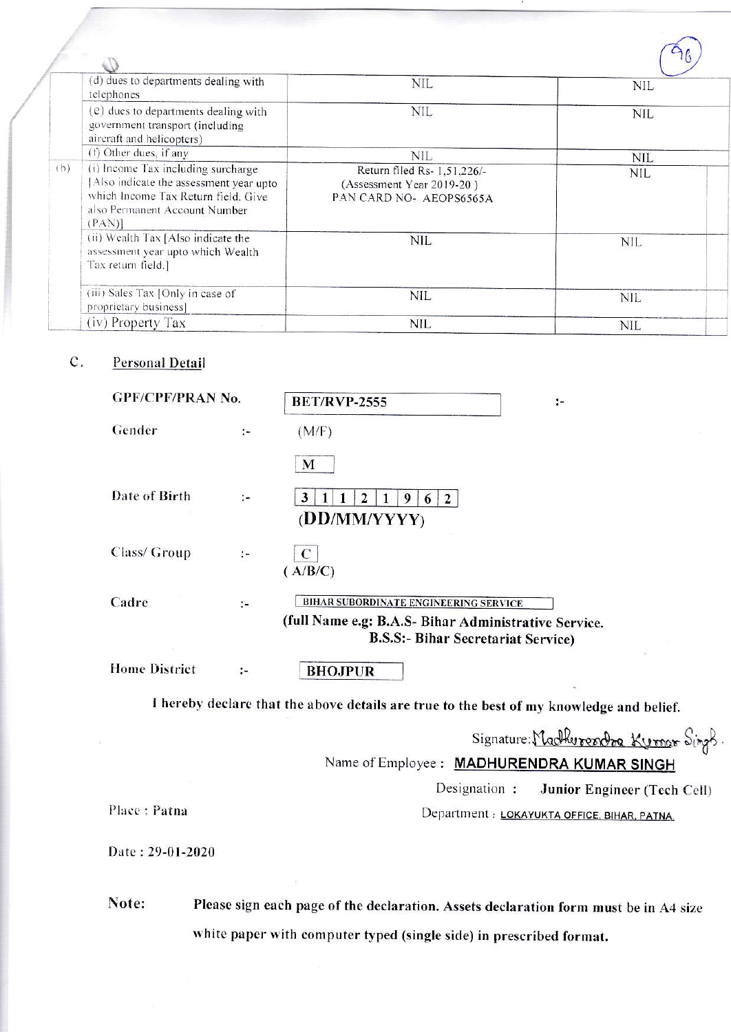| | | | |
|---|---|---|---|
| | (d) dues to departments dealing with telephones | NIL | NIL |
| | (e) dues to departments dealing with government transport (including aircraft and helicopters) | NIL | NIL |
| | (f) Other dues, if any | NIL | NIL |
| (b) | (i) Income Tax including surcharge [Also indicate the assessment year upto which Income Tax Return field. Give also Permanent Account Number (PAN)] | Return filed Rs- 1,51,226/- (Assessment Year 2019-20 ) PAN CARD NO- AEOPS6565A | NIL |
| | (ii) Wealth Tax [Also indicate the assessment year upto which Wealth Tax return field.] | NIL | NIL |
| | (iii) Sales Tax [Only in case of proprietary business] | NIL | NIL |
| | (iv) Property Tax | NIL | NIL |

## C. Personal Detail

**GPF/CPF/PRAN No.** :- **BET/RVP-2555**

Gender :- (M/F)

**M**

Date of Birth :- **31121962**
**(DD/MM/YYYY)**

Class/ Group :- **C**
( A/B/C)

Cadre :- BIHAR SUBORDINATE ENGINEERING SERVICE
**(full Name e.g: B.A.S- Bihar Administrative Service. B.S.S:- Bihar Secretariat Service)**

Home District :- **BHOJPUR**

**I hereby declare that the above details are true to the best of my knowledge and belief.**

Signature: Madhurendra Kumar Singh.

Name of Employee : **MADHURENDRA KUMAR SINGH**

Designation : **Junior Engineer (Tech Cell)**

Place : Patna

Department : LOKAYUKTA OFFICE, BIHAR, PATNA.

Date : 29-01-2020

**Note:** **Please sign each page of the declaration. Assets declaration form must be in A4 size white paper with computer typed (single side) in prescribed format.**